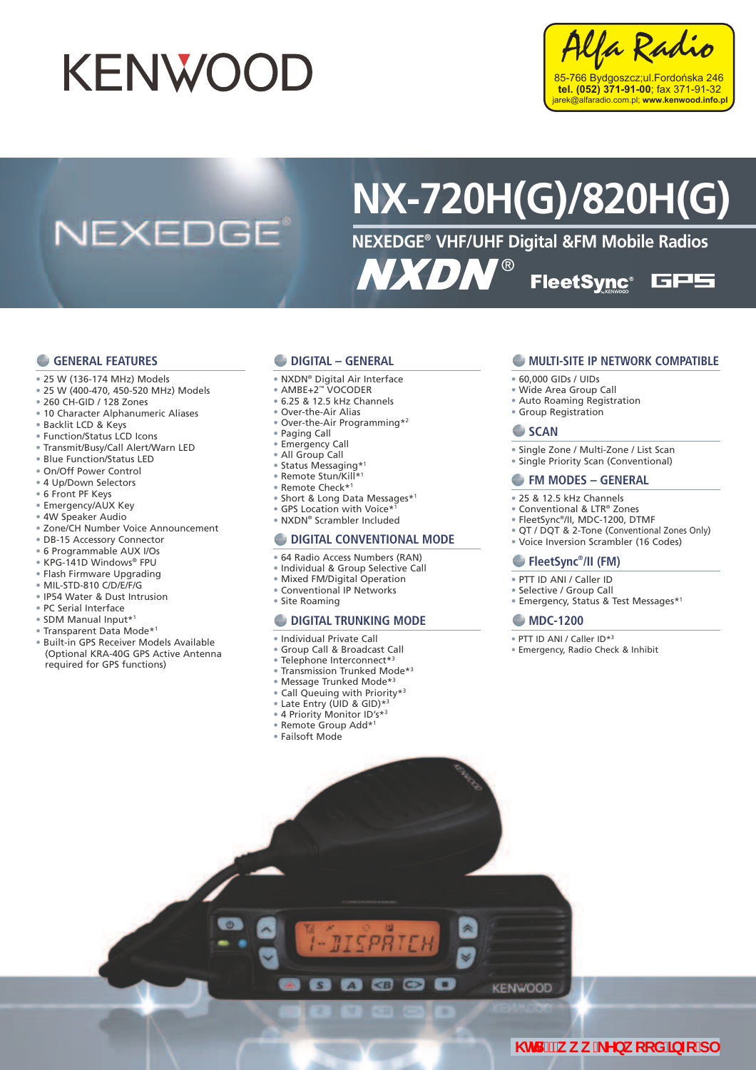KENWOOD

**Alfa Radio**
85-766 Bydgoszcz;ul.Fordońska 246
**tel. (052) 371-91-00**; fax 371-91-32
jarek@alfaradio.com.pl; **www.kenwood.info.pl**

NEXEDGE®

# NX-720H(G)/820H(G)

## NEXEDGE® VHF/UHF Digital &FM Mobile Radios

NXDN® FleetSync® GPS

### GENERAL FEATURES

- 25 W (136-174 MHz) Models
- 25 W (400-470, 450-520 MHz) Models
- 260 CH-GID / 128 Zones
- 10 Character Alphanumeric Aliases
- Backlit LCD & Keys
- Function/Status LCD Icons
- Transmit/Busy/Call Alert/Warn LED
- Blue Function/Status LED
- On/Off Power Control
- 4 Up/Down Selectors
- 6 Front PF Keys
- Emergency/AUX Key
- 4W Speaker Audio
- Zone/CH Number Voice Announcement
- DB-15 Accessory Connector
- 6 Programmable AUX I/Os
- KPG-141D Windows® FPU
- Flash Firmware Upgrading
- MIL-STD-810 C/D/E/F/G
- IP54 Water & Dust Intrusion
- PC Serial Interface
- SDM Manual Input*1
- Transparent Data Mode*1
- Built-in GPS Receiver Models Available (Optional KRA-40G GPS Active Antenna required for GPS functions)

### DIGITAL – GENERAL

- NXDN® Digital Air Interface
- AMBE+2™ VOCODER
- 6.25 & 12.5 kHz Channels
- Over-the-Air Alias
- Over-the-Air Programming*2
- Paging Call
- Emergency Call
- All Group Call
- Status Messaging*1
- Remote Stun/Kill*1
- Remote Check*1
- Short & Long Data Messages*1
- GPS Location with Voice*1
- NXDN® Scrambler Included

### DIGITAL CONVENTIONAL MODE

- 64 Radio Access Numbers (RAN)
- Individual & Group Selective Call
- Mixed FM/Digital Operation
- Conventional IP Networks
- Site Roaming

### DIGITAL TRUNKING MODE

- Individual Private Call
- Group Call & Broadcast Call
- Telephone Interconnect*3
- Transmission Trunked Mode*3
- Message Trunked Mode*3
- Call Queuing with Priority*3
- Late Entry (UID & GID)*3
- 4 Priority Monitor ID's*3
- Remote Group Add*1
- Failsoft Mode

### MULTI-SITE IP NETWORK COMPATIBLE

- 60,000 GIDs / UIDs
- Wide Area Group Call
- Auto Roaming Registration
- Group Registration

### SCAN

- Single Zone / Multi-Zone / List Scan
- Single Priority Scan (Conventional)

### FM MODES – GENERAL

- 25 & 12.5 kHz Channels
- Conventional & LTR® Zones
- FleetSync®/II, MDC-1200, DTMF
- QT / DQT & 2-Tone (Conventional Zones Only)
- Voice Inversion Scrambler (16 Codes)

### FleetSync®/II (FM)

- PTT ID ANI / Caller ID
- Selective / Group Call
- Emergency, Status & Test Messages*1

### MDC-1200

- PTT ID ANI / Caller ID*3
- Emergency, Radio Check & Inhibit

http://www.kenwood.info.pl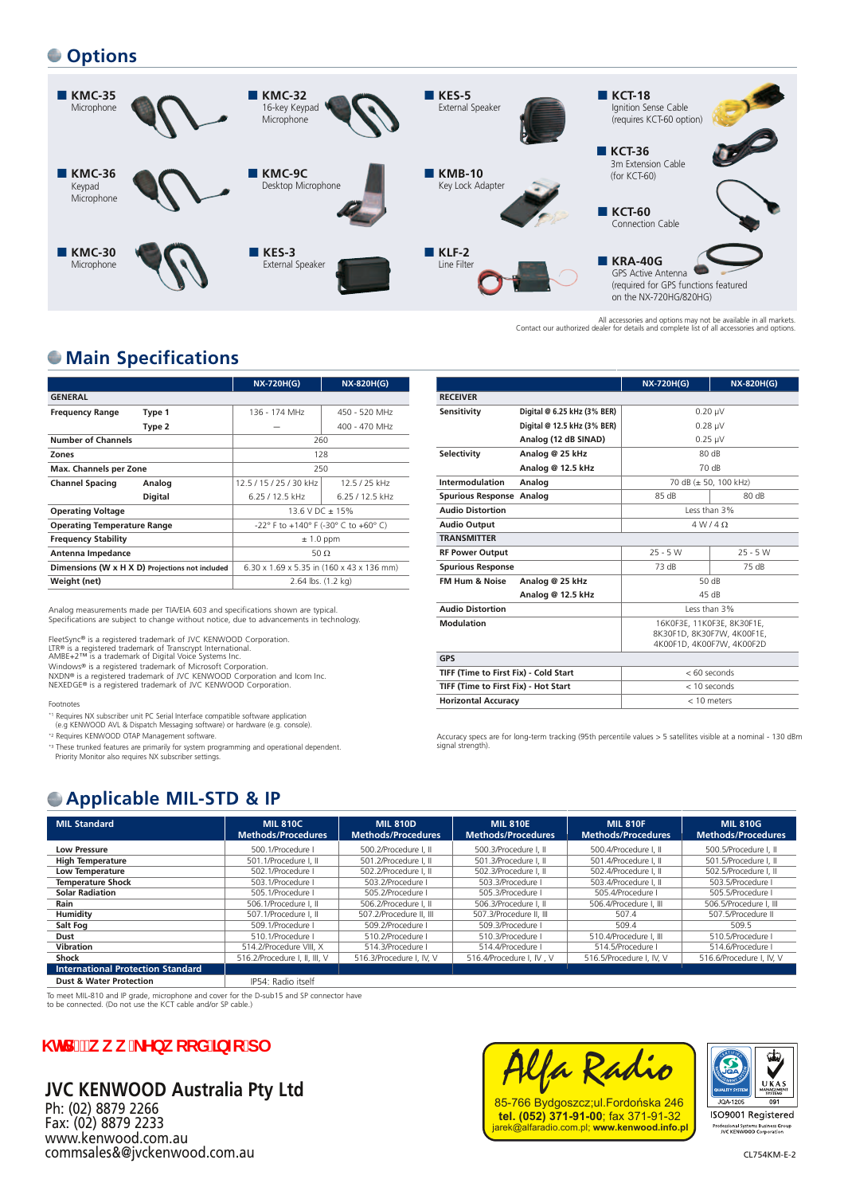## Options

- **KMC-35** Microphone
- **KMC-32** 16-key Keypad Microphone
- **KES-5** External Speaker
- **KCT-18** Ignition Sense Cable (requires KCT-60 option)
- **KMC-36** Keypad Microphone
- **KMC-9C** Desktop Microphone
- **KMB-10** Key Lock Adapter
- **KCT-36** 3m Extension Cable (for KCT-60)
- **KCT-60** Connection Cable
- **KMC-30** Microphone
- **KES-3** External Speaker
- **KLF-2** Line Filter
- **KRA-40G** GPS Active Antenna (required for GPS functions featured on the NX-720HG/820HG)

All accessories and options may not be available in all markets.
Contact our authorized dealer for details and complete list of all accessories and options.

## Main Specifications

| | | NX-720H(G) | NX-820H(G) |
|---|---|---|---|
| **GENERAL** | | | |
| **Frequency Range** | **Type 1** | 136 - 174 MHz | 450 - 520 MHz |
| | **Type 2** | — | 400 - 470 MHz |
| **Number of Channels** | | 260 | |
| **Zones** | | 128 | |
| **Max. Channels per Zone** | | 250 | |
| **Channel Spacing** | **Analog** | 12.5 / 15 / 25 / 30 kHz | 12.5 / 25 kHz |
| | **Digital** | 6.25 / 12.5 kHz | 6.25 / 12.5 kHz |
| **Operating Voltage** | | 13.6 V DC ± 15% | |
| **Operating Temperature Range** | | -22° F to +140° F (-30° C to +60° C) | |
| **Frequency Stability** | | ± 1.0 ppm | |
| **Antenna Impedance** | | 50 Ω | |
| **Dimensions (W x H X D) Projections not included** | | 6.30 x 1.69 x 5.35 in (160 x 43 x 136 mm) | |
| **Weight (net)** | | 2.64 lbs. (1.2 kg) | |

Analog measurements made per TIA/EIA 603 and specifications shown are typical.
Specifications are subject to change without notice, due to advancements in technology.

FleetSync® is a registered trademark of JVC KENWOOD Corporation.
LTR® is a registered trademark of Transcrypt International.
AMBE+2™ is a trademark of Digital Voice Systems Inc.
Windows® is a registered trademark of Microsoft Corporation.
NXDN® is a registered trademark of JVC KENWOOD Corporation and Icom Inc.
NEXEDGE® is a registered trademark of JVC KENWOOD Corporation.

Footnotes

*1 Requires NX subscriber unit PC Serial Interface compatible software application (e.g KENWOOD AVL & Dispatch Messaging software) or hardware (e.g. console).
*2 Requires KENWOOD OTAP Management software.
*3 These trunked features are primarily for system programming and operational dependent. Priority Monitor also requires NX subscriber settings.

| | | NX-720H(G) | NX-820H(G) |
|---|---|---|---|
| **RECEIVER** | | | |
| **Sensitivity** | **Digital @ 6.25 kHz (3% BER)** | 0.20 µV | |
| | **Digital @ 12.5 kHz (3% BER)** | 0.28 µV | |
| | **Analog (12 dB SINAD)** | 0.25 µV | |
| **Selectivity** | **Analog @ 25 kHz** | 80 dB | |
| | **Analog @ 12.5 kHz** | 70 dB | |
| **Intermodulation** | **Analog** | 70 dB (± 50, 100 kHz) | |
| **Spurious Response** | **Analog** | 85 dB | 80 dB |
| **Audio Distortion** | | Less than 3% | |
| **Audio Output** | | 4 W / 4 Ω | |
| **TRANSMITTER** | | | |
| **RF Power Output** | | 25 - 5 W | 25 - 5 W |
| **Spurious Response** | | 73 dB | 75 dB |
| **FM Hum & Noise** | **Analog @ 25 kHz** | 50 dB | |
| | **Analog @ 12.5 kHz** | 45 dB | |
| **Audio Distortion** | | Less than 3% | |
| **Modulation** | | 16K0F3E, 11K0F3E, 8K30F1E, 8K30F1D, 8K30F7W, 4K00F1E, 4K00F1D, 4K00F7W, 4K00F2D | |
| **GPS** | | | |
| **TIFF (Time to First Fix) - Cold Start** | | < 60 seconds | |
| **TIFF (Time to First Fix) - Hot Start** | | < 10 seconds | |
| **Horizontal Accuracy** | | < 10 meters | |

Accuracy specs are for long-term tracking (95th percentile values > 5 satellites visible at a nominal - 130 dBm signal strength).

## Applicable MIL-STD & IP

| MIL Standard | MIL 810C Methods/Procedures | MIL 810D Methods/Procedures | MIL 810E Methods/Procedures | MIL 810F Methods/Procedures | MIL 810G Methods/Procedures |
|---|---|---|---|---|---|
| **Low Pressure** | 500.1/Procedure I | 500.2/Procedure I, II | 500.3/Procedure I, II | 500.4/Procedure I, II | 500.5/Procedure I, II |
| **High Temperature** | 501.1/Procedure I, II | 501.2/Procedure I, II | 501.3/Procedure I, II | 501.4/Procedure I, II | 501.5/Procedure I, II |
| **Low Temperature** | 502.1/Procedure I | 502.2/Procedure I, II | 502.3/Procedure I, II | 502.4/Procedure I, II | 502.5/Procedure I, II |
| **Temperature Shock** | 503.1/Procedure I | 503.2/Procedure I | 503.3/Procedure I | 503.4/Procedure I, II | 503.5/Procedure I |
| **Solar Radiation** | 505.1/Procedure I | 505.2/Procedure I | 505.3/Procedure I | 505.4/Procedure I | 505.5/Procedure I |
| **Rain** | 506.1/Procedure I, II | 506.2/Procedure I, II | 506.3/Procedure I, II | 506.4/Procedure I, III | 506.5/Procedure I, III |
| **Humidity** | 507.1/Procedure I, II | 507.2/Procedure II, III | 507.3/Procedure II, III | 507.4 | 507.5/Procedure II |
| **Salt Fog** | 509.1/Procedure I | 509.2/Procedure I | 509.3/Procedure I | 509.4 | 509.5 |
| **Dust** | 510.1/Procedure I | 510.2/Procedure I | 510.3/Procedure I | 510.4/Procedure I, III | 510.5/Procedure I |
| **Vibration** | 514.2/Procedure VIII, X | 514.3/Procedure I | 514.4/Procedure I | 514.5/Procedure I | 514.6/Procedure I |
| **Shock** | 516.2/Procedure I, II, III, V | 516.3/Procedure I, IV, V | 516.4/Procedure I, IV , V | 516.5/Procedure I, IV, V | 516.6/Procedure I, IV, V |
| **International Protection Standard** | | | | | |
| **Dust & Water Protection** | IP54: Radio itself | | | | |

To meet MIL-810 and IP grade, microphone and cover for the D-sub15 and SP connector have to be connected. (Do not use the KCT cable and/or SP cable.)

KWWS[[ZZZ.NHQZRRG.LQIR.SO

**JVC KENWOOD Australia Pty Ltd**
Ph: (02) 8879 2266
Fax: (02) 8879 2233
www.kenwood.com.au
commsales&@jvckenwood.com.au

Alfa Radio
85-766 Bydgoszcz;ul.Fordońska 246
**tel. (052) 371-91-00**; fax 371-91-32
jarek@alfaradio.com.pl; **www.kenwood.info.pl**

JQA-1205 091
ISO9001 Registered
Professional Systems Business Group JVC KENWOOD Corporation

CL754KM-E-2